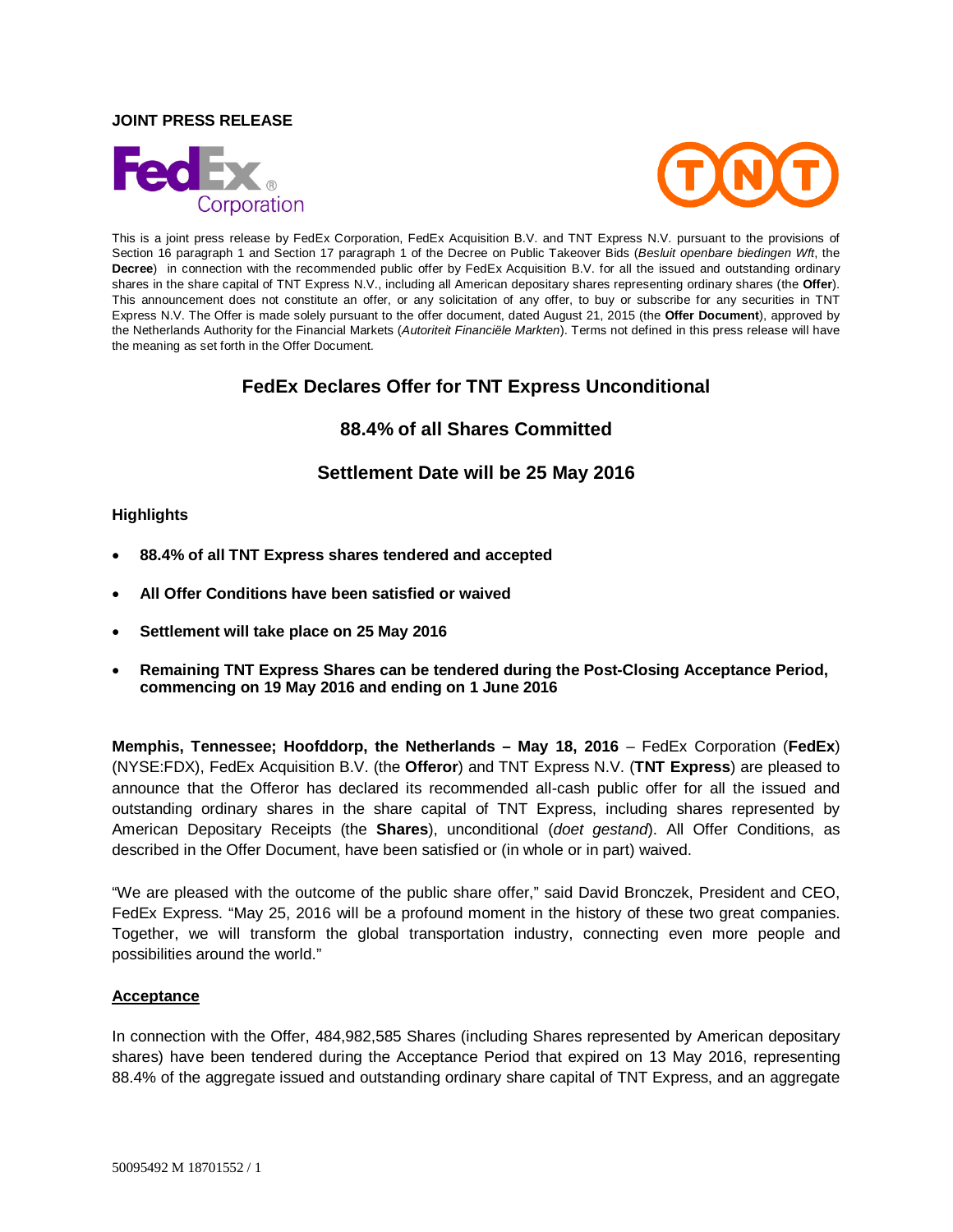**JOINT PRESS RELEASE**

This is a joint press release by FedEx Corporation, FedEx Acquisition B.V. and TNT Express N.V. pursuant to the provisions of Section 16 paragraph 1 and Section 17 paragraph 1 of the Decree on Public Takeover Bids (*Besluit openbare biedingen Wft*, the **Decree**) in connection with the recommended public offer by FedEx Acquisition B.V. for all the issued and outstanding ordinary shares in the share capital of TNT Express N.V., including all American depositary shares representing ordinary shares (the **Offer**). This announcement does not constitute an offer, or any solicitation of any offer, to buy or subscribe for any securities in TNT Express N.V. The Offer is made solely pursuant to the offer document, dated August 21, 2015 (the **Offer Document**), approved by the Netherlands Authority for the Financial Markets (*Autoriteit Financiële Markten*). Terms not defined in this press release will have the meaning as set forth in the Offer Document.

# FedEx Declares Offer for TNT Express Unconditional

## 88.4% of all Shares Committed

## Settlement Date will be 25 May 2016

**Highlights**

- **88.4% of all TNT Express shares tendered and accepted**
- **All Offer Conditions have been satisfied or waived**
- **Settlement will take place on 25 May 2016**
- **Remaining TNT Express Shares can be tendered during the Post-Closing Acceptance Period, commencing on 19 May 2016 and ending on 1 June 2016**

**Memphis, Tennessee; Hoofddorp, the Netherlands – May 18, 2016** – FedEx Corporation (**FedEx**) (NYSE:FDX), FedEx Acquisition B.V. (the **Offeror**) and TNT Express N.V. (**TNT Express**) are pleased to announce that the Offeror has declared its recommended all-cash public offer for all the issued and outstanding ordinary shares in the share capital of TNT Express, including shares represented by American Depositary Receipts (the **Shares**), unconditional (*doet gestand*). All Offer Conditions, as described in the Offer Document, have been satisfied or (in whole or in part) waived.

"We are pleased with the outcome of the public share offer," said David Bronczek, President and CEO, FedEx Express. "May 25, 2016 will be a profound moment in the history of these two great companies. Together, we will transform the global transportation industry, connecting even more people and possibilities around the world."

**Acceptance**

In connection with the Offer, 484,982,585 Shares (including Shares represented by American depositary shares) have been tendered during the Acceptance Period that expired on 13 May 2016, representing 88.4% of the aggregate issued and outstanding ordinary share capital of TNT Express, and an aggregate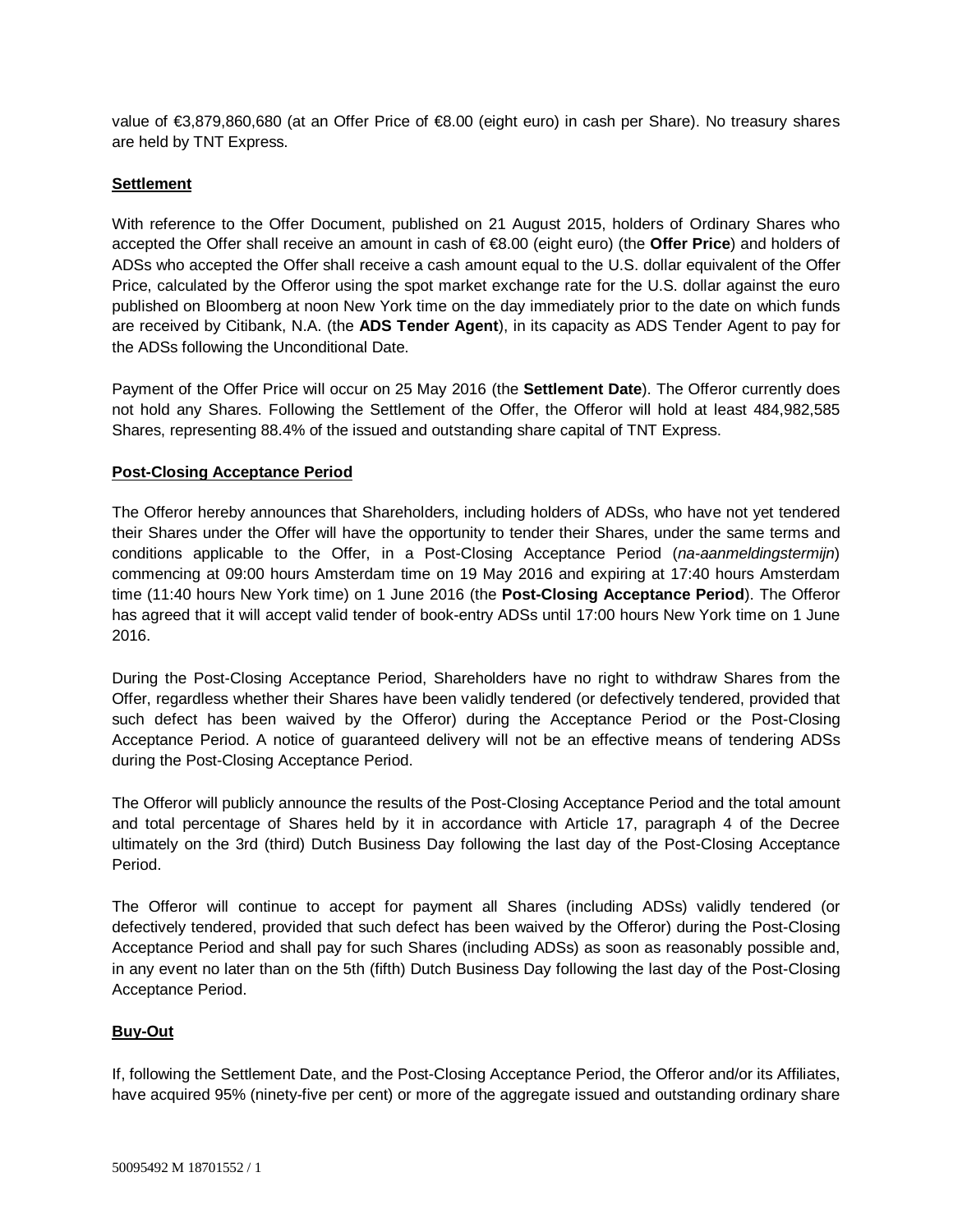value of €3,879,860,680 (at an Offer Price of €8.00 (eight euro) in cash per Share). No treasury shares are held by TNT Express.

**Settlement**

With reference to the Offer Document, published on 21 August 2015, holders of Ordinary Shares who accepted the Offer shall receive an amount in cash of €8.00 (eight euro) (the **Offer Price**) and holders of ADSs who accepted the Offer shall receive a cash amount equal to the U.S. dollar equivalent of the Offer Price, calculated by the Offeror using the spot market exchange rate for the U.S. dollar against the euro published on Bloomberg at noon New York time on the day immediately prior to the date on which funds are received by Citibank, N.A. (the **ADS Tender Agent**), in its capacity as ADS Tender Agent to pay for the ADSs following the Unconditional Date.

Payment of the Offer Price will occur on 25 May 2016 (the **Settlement Date**). The Offeror currently does not hold any Shares. Following the Settlement of the Offer, the Offeror will hold at least 484,982,585 Shares, representing 88.4% of the issued and outstanding share capital of TNT Express.

**Post-Closing Acceptance Period**

The Offeror hereby announces that Shareholders, including holders of ADSs, who have not yet tendered their Shares under the Offer will have the opportunity to tender their Shares, under the same terms and conditions applicable to the Offer, in a Post-Closing Acceptance Period (*na-aanmeldingstermijn*) commencing at 09:00 hours Amsterdam time on 19 May 2016 and expiring at 17:40 hours Amsterdam time (11:40 hours New York time) on 1 June 2016 (the **Post-Closing Acceptance Period**). The Offeror has agreed that it will accept valid tender of book-entry ADSs until 17:00 hours New York time on 1 June 2016.

During the Post-Closing Acceptance Period, Shareholders have no right to withdraw Shares from the Offer, regardless whether their Shares have been validly tendered (or defectively tendered, provided that such defect has been waived by the Offeror) during the Acceptance Period or the Post-Closing Acceptance Period. A notice of guaranteed delivery will not be an effective means of tendering ADSs during the Post-Closing Acceptance Period.

The Offeror will publicly announce the results of the Post-Closing Acceptance Period and the total amount and total percentage of Shares held by it in accordance with Article 17, paragraph 4 of the Decree ultimately on the 3rd (third) Dutch Business Day following the last day of the Post-Closing Acceptance Period.

The Offeror will continue to accept for payment all Shares (including ADSs) validly tendered (or defectively tendered, provided that such defect has been waived by the Offeror) during the Post-Closing Acceptance Period and shall pay for such Shares (including ADSs) as soon as reasonably possible and, in any event no later than on the 5th (fifth) Dutch Business Day following the last day of the Post-Closing Acceptance Period.

**Buy-Out**

If, following the Settlement Date, and the Post-Closing Acceptance Period, the Offeror and/or its Affiliates, have acquired 95% (ninety-five per cent) or more of the aggregate issued and outstanding ordinary share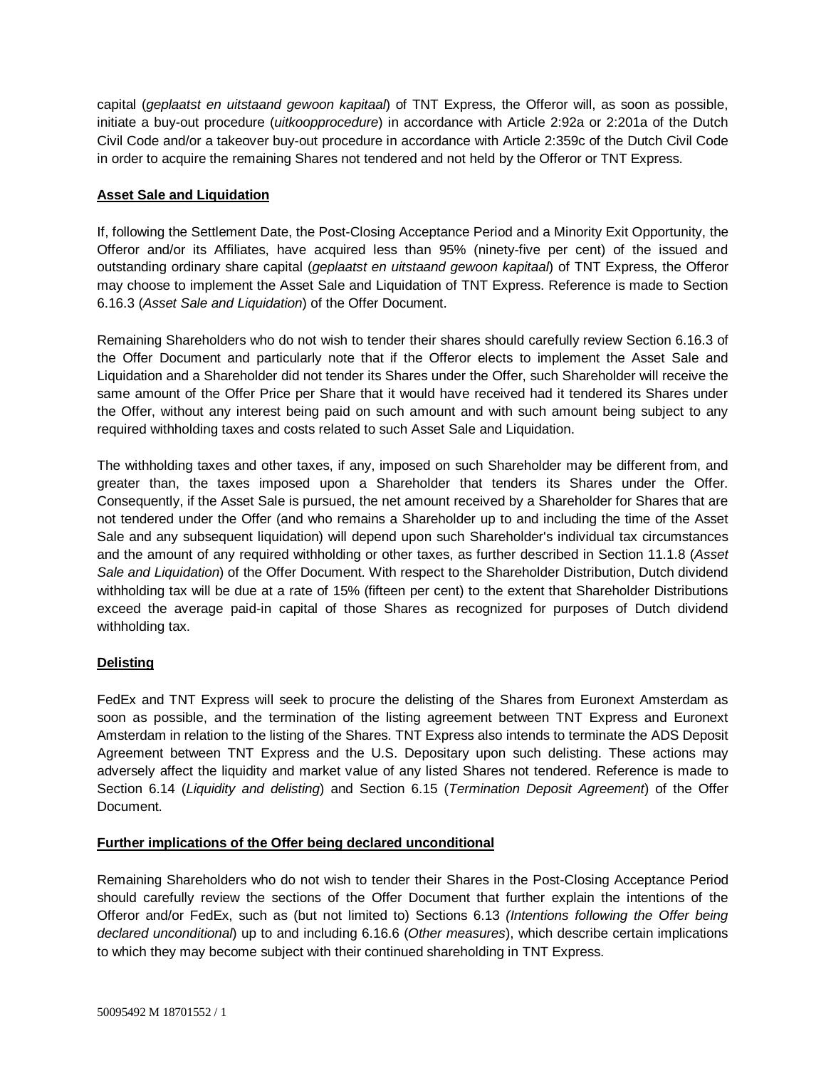capital (*geplaatst en uitstaand gewoon kapitaal*) of TNT Express, the Offeror will, as soon as possible, initiate a buy-out procedure (*uitkoopprocedure*) in accordance with Article 2:92a or 2:201a of the Dutch Civil Code and/or a takeover buy-out procedure in accordance with Article 2:359c of the Dutch Civil Code in order to acquire the remaining Shares not tendered and not held by the Offeror or TNT Express.

**Asset Sale and Liquidation**

If, following the Settlement Date, the Post-Closing Acceptance Period and a Minority Exit Opportunity, the Offeror and/or its Affiliates, have acquired less than 95% (ninety-five per cent) of the issued and outstanding ordinary share capital (*geplaatst en uitstaand gewoon kapitaal*) of TNT Express, the Offeror may choose to implement the Asset Sale and Liquidation of TNT Express. Reference is made to Section 6.16.3 (*Asset Sale and Liquidation*) of the Offer Document.

Remaining Shareholders who do not wish to tender their shares should carefully review Section 6.16.3 of the Offer Document and particularly note that if the Offeror elects to implement the Asset Sale and Liquidation and a Shareholder did not tender its Shares under the Offer, such Shareholder will receive the same amount of the Offer Price per Share that it would have received had it tendered its Shares under the Offer, without any interest being paid on such amount and with such amount being subject to any required withholding taxes and costs related to such Asset Sale and Liquidation.

The withholding taxes and other taxes, if any, imposed on such Shareholder may be different from, and greater than, the taxes imposed upon a Shareholder that tenders its Shares under the Offer. Consequently, if the Asset Sale is pursued, the net amount received by a Shareholder for Shares that are not tendered under the Offer (and who remains a Shareholder up to and including the time of the Asset Sale and any subsequent liquidation) will depend upon such Shareholder's individual tax circumstances and the amount of any required withholding or other taxes, as further described in Section 11.1.8 (*Asset Sale and Liquidation*) of the Offer Document. With respect to the Shareholder Distribution, Dutch dividend withholding tax will be due at a rate of 15% (fifteen per cent) to the extent that Shareholder Distributions exceed the average paid-in capital of those Shares as recognized for purposes of Dutch dividend withholding tax.

**Delisting**

FedEx and TNT Express will seek to procure the delisting of the Shares from Euronext Amsterdam as soon as possible, and the termination of the listing agreement between TNT Express and Euronext Amsterdam in relation to the listing of the Shares. TNT Express also intends to terminate the ADS Deposit Agreement between TNT Express and the U.S. Depositary upon such delisting. These actions may adversely affect the liquidity and market value of any listed Shares not tendered. Reference is made to Section 6.14 (*Liquidity and delisting*) and Section 6.15 (*Termination Deposit Agreement*) of the Offer Document.

**Further implications of the Offer being declared unconditional**

Remaining Shareholders who do not wish to tender their Shares in the Post-Closing Acceptance Period should carefully review the sections of the Offer Document that further explain the intentions of the Offeror and/or FedEx, such as (but not limited to) Sections 6.13 *(Intentions following the Offer being declared unconditional*) up to and including 6.16.6 (*Other measures*), which describe certain implications to which they may become subject with their continued shareholding in TNT Express.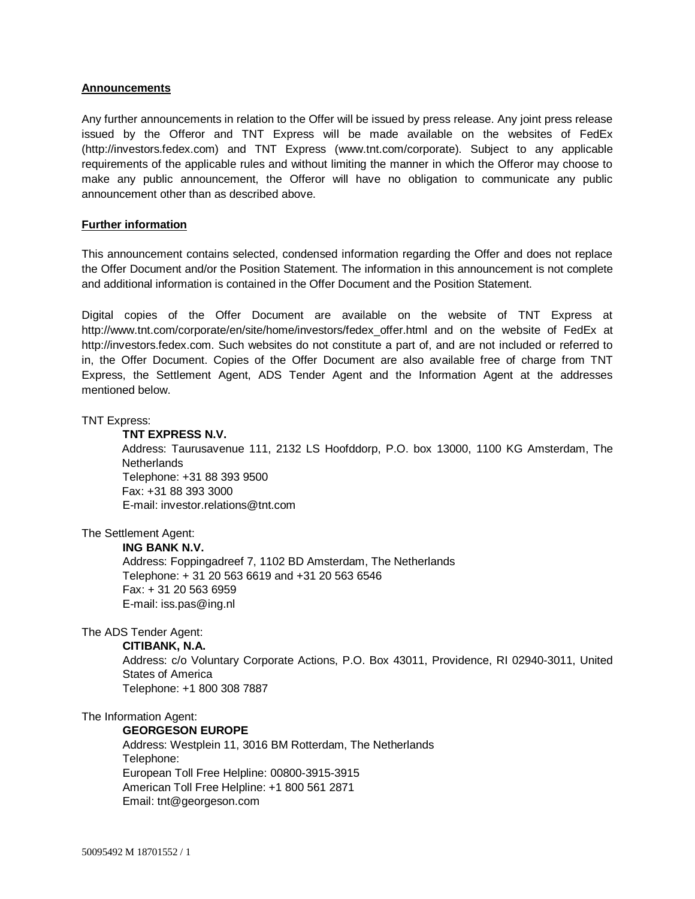**Announcements**

Any further announcements in relation to the Offer will be issued by press release. Any joint press release issued by the Offeror and TNT Express will be made available on the websites of FedEx (http://investors.fedex.com) and TNT Express (www.tnt.com/corporate). Subject to any applicable requirements of the applicable rules and without limiting the manner in which the Offeror may choose to make any public announcement, the Offeror will have no obligation to communicate any public announcement other than as described above.

**Further information**

This announcement contains selected, condensed information regarding the Offer and does not replace the Offer Document and/or the Position Statement. The information in this announcement is not complete and additional information is contained in the Offer Document and the Position Statement.

Digital copies of the Offer Document are available on the website of TNT Express at http://www.tnt.com/corporate/en/site/home/investors/fedex_offer.html and on the website of FedEx at http://investors.fedex.com. Such websites do not constitute a part of, and are not included or referred to in, the Offer Document. Copies of the Offer Document are also available free of charge from TNT Express, the Settlement Agent, ADS Tender Agent and the Information Agent at the addresses mentioned below.

TNT Express:

> **TNT EXPRESS N.V.**
> Address: Taurusavenue 111, 2132 LS Hoofddorp, P.O. box 13000, 1100 KG Amsterdam, The Netherlands
> Telephone: +31 88 393 9500
> Fax: +31 88 393 3000
> E-mail: investor.relations@tnt.com

The Settlement Agent:

> **ING BANK N.V.**
> Address: Foppingadreef 7, 1102 BD Amsterdam, The Netherlands
> Telephone: + 31 20 563 6619 and +31 20 563 6546
> Fax: + 31 20 563 6959
> E-mail: iss.pas@ing.nl

The ADS Tender Agent:

> **CITIBANK, N.A.**
> Address: c/o Voluntary Corporate Actions, P.O. Box 43011, Providence, RI 02940-3011, United States of America
> Telephone: +1 800 308 7887

The Information Agent:

> **GEORGESON EUROPE**
> Address: Westplein 11, 3016 BM Rotterdam, The Netherlands
> Telephone:
> European Toll Free Helpline: 00800-3915-3915
> American Toll Free Helpline: +1 800 561 2871
> Email: tnt@georgeson.com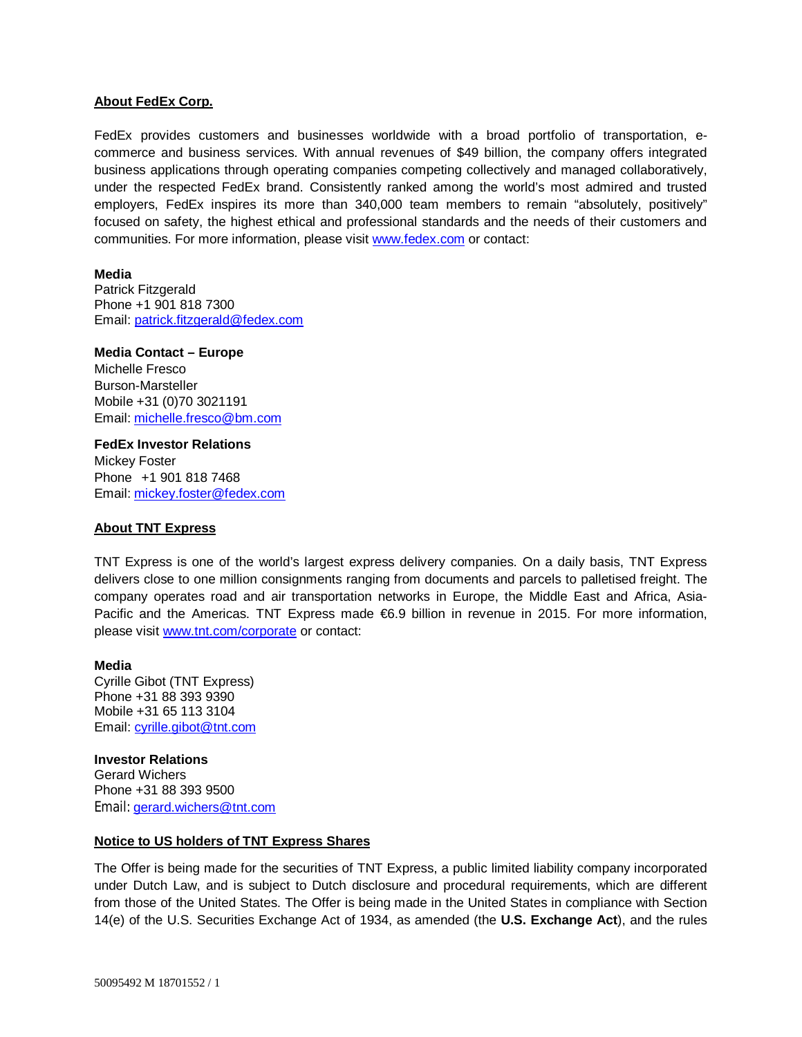**About FedEx Corp.**

FedEx provides customers and businesses worldwide with a broad portfolio of transportation, e-commerce and business services. With annual revenues of $49 billion, the company offers integrated business applications through operating companies competing collectively and managed collaboratively, under the respected FedEx brand. Consistently ranked among the world's most admired and trusted employers, FedEx inspires its more than 340,000 team members to remain "absolutely, positively" focused on safety, the highest ethical and professional standards and the needs of their customers and communities. For more information, please visit www.fedex.com or contact:

**Media**
Patrick Fitzgerald
Phone +1 901 818 7300
Email: patrick.fitzgerald@fedex.com

**Media Contact – Europe**
Michelle Fresco
Burson-Marsteller
Mobile +31 (0)70 3021191
Email: michelle.fresco@bm.com

**FedEx Investor Relations**
Mickey Foster
Phone +1 901 818 7468
Email: mickey.foster@fedex.com

**About TNT Express**

TNT Express is one of the world's largest express delivery companies. On a daily basis, TNT Express delivers close to one million consignments ranging from documents and parcels to palletised freight. The company operates road and air transportation networks in Europe, the Middle East and Africa, Asia-Pacific and the Americas. TNT Express made €6.9 billion in revenue in 2015. For more information, please visit www.tnt.com/corporate or contact:

**Media**
Cyrille Gibot (TNT Express)
Phone +31 88 393 9390
Mobile +31 65 113 3104
Email: cyrille.gibot@tnt.com

**Investor Relations**
Gerard Wichers
Phone +31 88 393 9500
Email: gerard.wichers@tnt.com

**Notice to US holders of TNT Express Shares**

The Offer is being made for the securities of TNT Express, a public limited liability company incorporated under Dutch Law, and is subject to Dutch disclosure and procedural requirements, which are different from those of the United States. The Offer is being made in the United States in compliance with Section 14(e) of the U.S. Securities Exchange Act of 1934, as amended (the **U.S. Exchange Act**), and the rules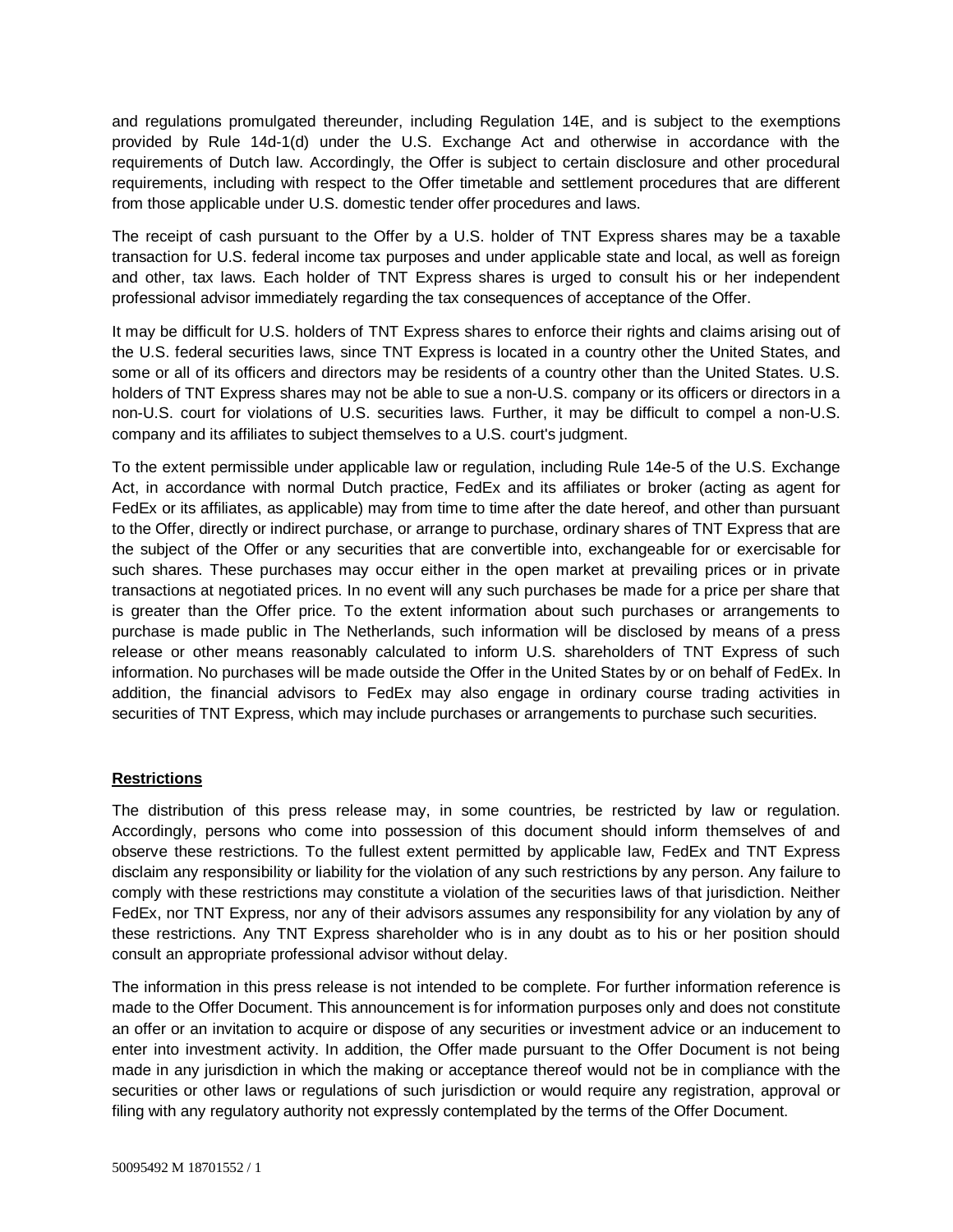and regulations promulgated thereunder, including Regulation 14E, and is subject to the exemptions provided by Rule 14d-1(d) under the U.S. Exchange Act and otherwise in accordance with the requirements of Dutch law. Accordingly, the Offer is subject to certain disclosure and other procedural requirements, including with respect to the Offer timetable and settlement procedures that are different from those applicable under U.S. domestic tender offer procedures and laws.

The receipt of cash pursuant to the Offer by a U.S. holder of TNT Express shares may be a taxable transaction for U.S. federal income tax purposes and under applicable state and local, as well as foreign and other, tax laws. Each holder of TNT Express shares is urged to consult his or her independent professional advisor immediately regarding the tax consequences of acceptance of the Offer.

It may be difficult for U.S. holders of TNT Express shares to enforce their rights and claims arising out of the U.S. federal securities laws, since TNT Express is located in a country other the United States, and some or all of its officers and directors may be residents of a country other than the United States. U.S. holders of TNT Express shares may not be able to sue a non-U.S. company or its officers or directors in a non-U.S. court for violations of U.S. securities laws. Further, it may be difficult to compel a non-U.S. company and its affiliates to subject themselves to a U.S. court's judgment.

To the extent permissible under applicable law or regulation, including Rule 14e-5 of the U.S. Exchange Act, in accordance with normal Dutch practice, FedEx and its affiliates or broker (acting as agent for FedEx or its affiliates, as applicable) may from time to time after the date hereof, and other than pursuant to the Offer, directly or indirect purchase, or arrange to purchase, ordinary shares of TNT Express that are the subject of the Offer or any securities that are convertible into, exchangeable for or exercisable for such shares. These purchases may occur either in the open market at prevailing prices or in private transactions at negotiated prices. In no event will any such purchases be made for a price per share that is greater than the Offer price. To the extent information about such purchases or arrangements to purchase is made public in The Netherlands, such information will be disclosed by means of a press release or other means reasonably calculated to inform U.S. shareholders of TNT Express of such information. No purchases will be made outside the Offer in the United States by or on behalf of FedEx. In addition, the financial advisors to FedEx may also engage in ordinary course trading activities in securities of TNT Express, which may include purchases or arrangements to purchase such securities.

**Restrictions**

The distribution of this press release may, in some countries, be restricted by law or regulation. Accordingly, persons who come into possession of this document should inform themselves of and observe these restrictions. To the fullest extent permitted by applicable law, FedEx and TNT Express disclaim any responsibility or liability for the violation of any such restrictions by any person. Any failure to comply with these restrictions may constitute a violation of the securities laws of that jurisdiction. Neither FedEx, nor TNT Express, nor any of their advisors assumes any responsibility for any violation by any of these restrictions. Any TNT Express shareholder who is in any doubt as to his or her position should consult an appropriate professional advisor without delay.

The information in this press release is not intended to be complete. For further information reference is made to the Offer Document. This announcement is for information purposes only and does not constitute an offer or an invitation to acquire or dispose of any securities or investment advice or an inducement to enter into investment activity. In addition, the Offer made pursuant to the Offer Document is not being made in any jurisdiction in which the making or acceptance thereof would not be in compliance with the securities or other laws or regulations of such jurisdiction or would require any registration, approval or filing with any regulatory authority not expressly contemplated by the terms of the Offer Document.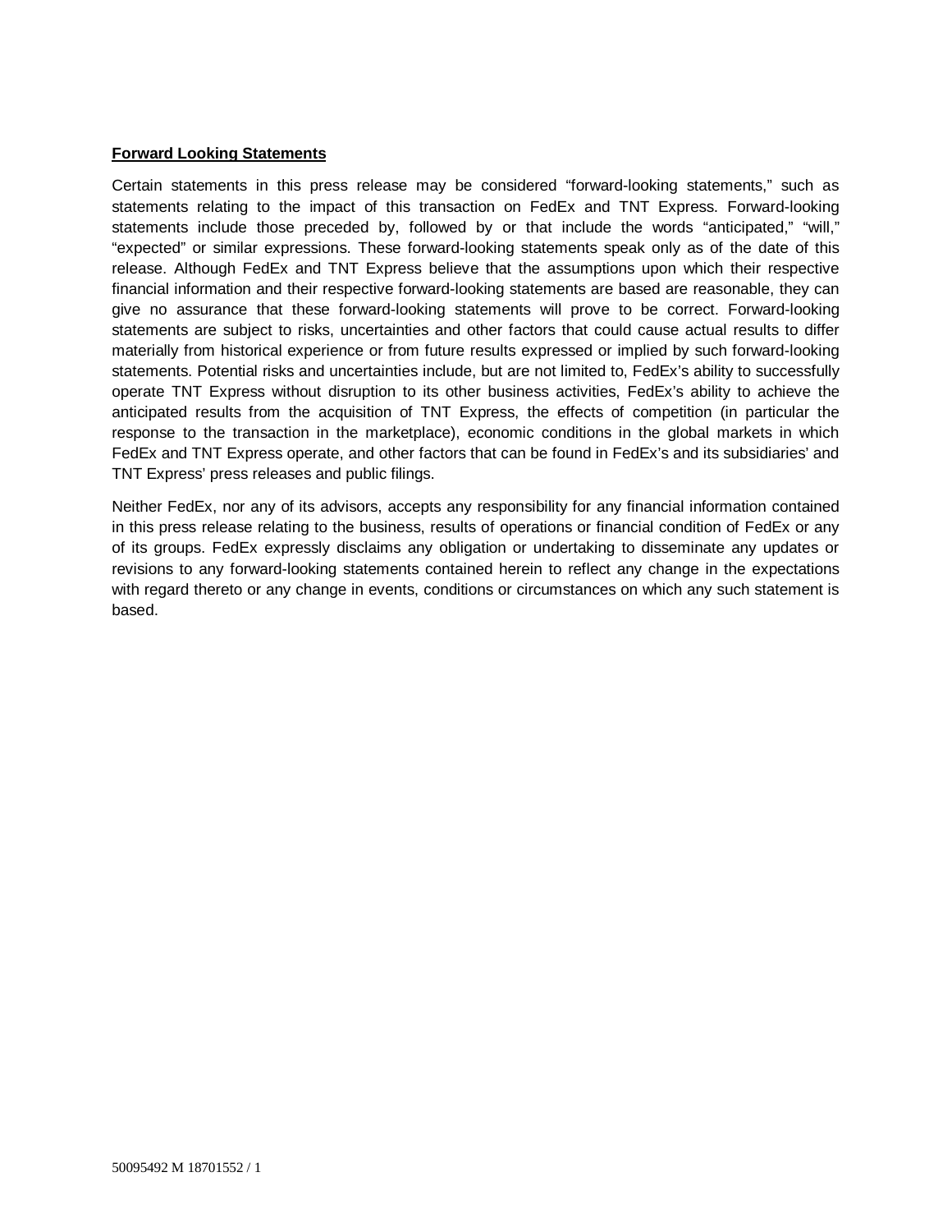**Forward Looking Statements**

Certain statements in this press release may be considered "forward-looking statements," such as statements relating to the impact of this transaction on FedEx and TNT Express. Forward-looking statements include those preceded by, followed by or that include the words "anticipated," "will," "expected" or similar expressions. These forward-looking statements speak only as of the date of this release. Although FedEx and TNT Express believe that the assumptions upon which their respective financial information and their respective forward-looking statements are based are reasonable, they can give no assurance that these forward-looking statements will prove to be correct. Forward-looking statements are subject to risks, uncertainties and other factors that could cause actual results to differ materially from historical experience or from future results expressed or implied by such forward-looking statements. Potential risks and uncertainties include, but are not limited to, FedEx's ability to successfully operate TNT Express without disruption to its other business activities, FedEx's ability to achieve the anticipated results from the acquisition of TNT Express, the effects of competition (in particular the response to the transaction in the marketplace), economic conditions in the global markets in which FedEx and TNT Express operate, and other factors that can be found in FedEx's and its subsidiaries' and TNT Express' press releases and public filings.

Neither FedEx, nor any of its advisors, accepts any responsibility for any financial information contained in this press release relating to the business, results of operations or financial condition of FedEx or any of its groups. FedEx expressly disclaims any obligation or undertaking to disseminate any updates or revisions to any forward-looking statements contained herein to reflect any change in the expectations with regard thereto or any change in events, conditions or circumstances on which any such statement is based.

50095492 M 18701552 / 1